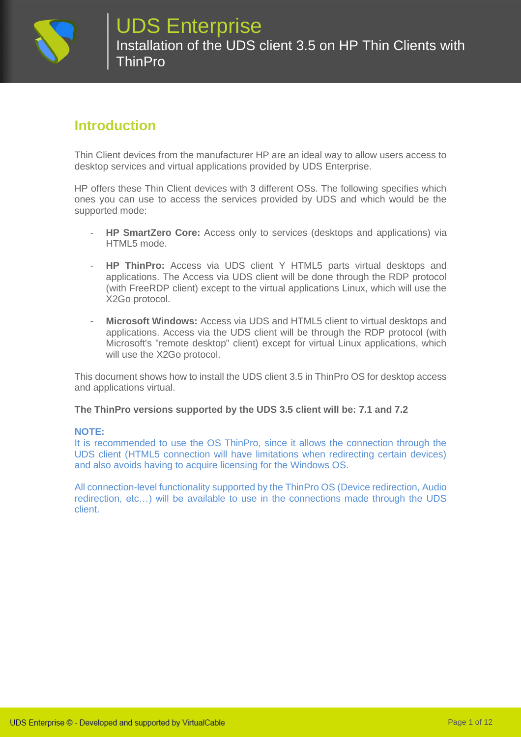# UDS Enterprise

Installation of the UDS client 3.5 on HP Thin Clients with ThinPro

## Introduction

Thin Client devices from the manufacturer HP are an ideal way to allow users access to desktop services and virtual applications provided by UDS Enterprise.

HP offers these Thin Client devices with 3 different OSs. The following specifies which ones you can use to access the services provided by UDS and which would be the supported mode:

- **HP SmartZero Core:** Access only to services (desktops and applications) via HTML5 mode.
- **HP ThinPro:** Access via UDS client Y HTML5 parts virtual desktops and applications. The Access via UDS client will be done through the RDP protocol (with FreeRDP client) except to the virtual applications Linux, which will use the X2Go protocol.
- **Microsoft Windows:** Access via UDS and HTML5 client to virtual desktops and applications. Access via the UDS client will be through the RDP protocol (with Microsoft's "remote desktop" client) except for virtual Linux applications, which will use the X2Go protocol.

This document shows how to install the UDS client 3.5 in ThinPro OS for desktop access and applications virtual.

**The ThinPro versions supported by the UDS 3.5 client will be: 7.1 and 7.2**

**NOTE:**
It is recommended to use the OS ThinPro, since it allows the connection through the UDS client (HTML5 connection will have limitations when redirecting certain devices) and also avoids having to acquire licensing for the Windows OS.

All connection-level functionality supported by the ThinPro OS (Device redirection, Audio redirection, etc…) will be available to use in the connections made through the UDS client.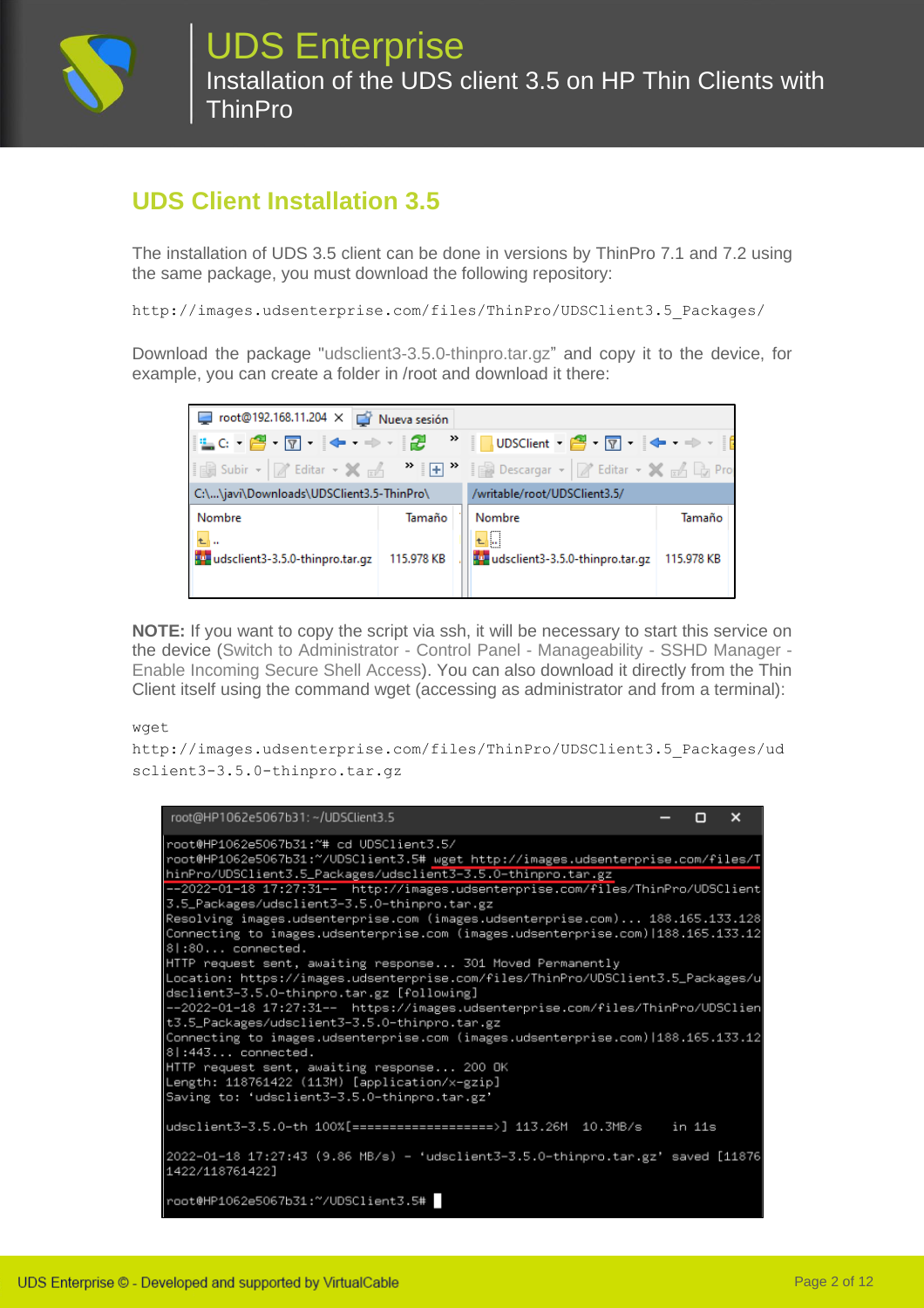## UDS Client Installation 3.5

The installation of UDS 3.5 client can be done in versions by ThinPro 7.1 and 7.2 using the same package, you must download the following repository:

```
http://images.udsenterprise.com/files/ThinPro/UDSClient3.5_Packages/
```

Download the package "udsclient3-3.5.0-thinpro.tar.gz" and copy it to the device, for example, you can create a folder in /root and download it there:

**NOTE:** If you want to copy the script via ssh, it will be necessary to start this service on the device (Switch to Administrator - Control Panel - Manageability - SSHD Manager - Enable Incoming Secure Shell Access). You can also download it directly from the Thin Client itself using the command wget (accessing as administrator and from a terminal):

```
wget
http://images.udsenterprise.com/files/ThinPro/UDSClient3.5_Packages/udsclient3-3.5.0-thinpro.tar.gz
```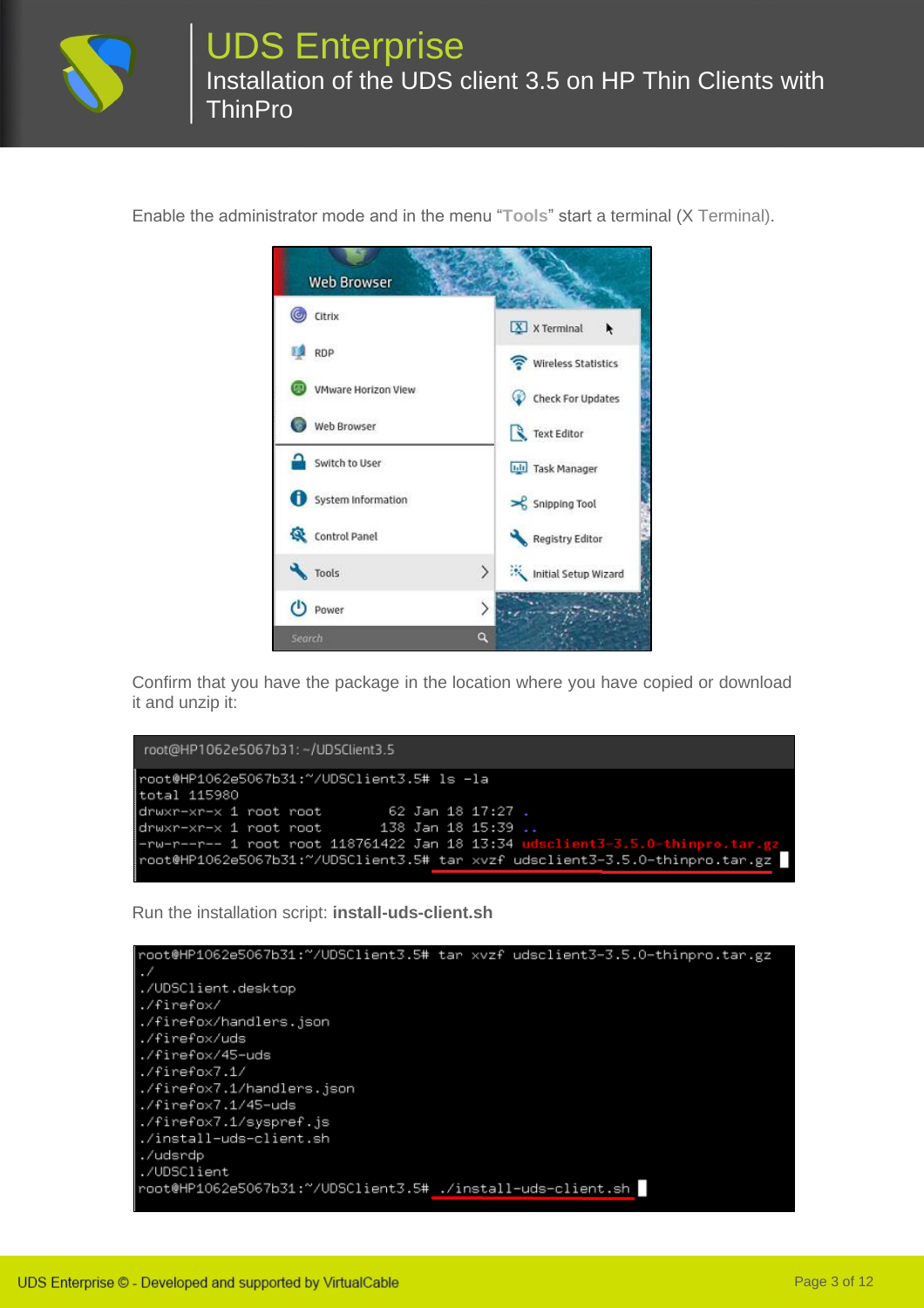Enable the administrator mode and in the menu "**Tools**" start a terminal (X Terminal).

Confirm that you have the package in the location where you have copied or download it and unzip it:

```
root@HP1062e5067b31:~/UDSClient3.5# ls -la
total 115980
drwxr-xr-x 1 root root        62 Jan 18 17:27 .
drwxr-xr-x 1 root root       138 Jan 18 15:39 ..
-rw-r--r-- 1 root root 118761422 Jan 18 13:34 udsclient3-3.5.0-thinpro.tar.gz
root@HP1062e5067b31:~/UDSClient3.5# tar xvzf udsclient3-3.5.0-thinpro.tar.gz
```

Run the installation script: **install-uds-client.sh**

```
root@HP1062e5067b31:~/UDSClient3.5# tar xvzf udsclient3-3.5.0-thinpro.tar.gz
./
./UDSClient.desktop
./firefox/
./firefox/handlers.json
./firefox/uds
./firefox/45-uds
./firefox7.1/
./firefox7.1/handlers.json
./firefox7.1/45-uds
./firefox7.1/syspref.js
./install-uds-client.sh
./udsrdp
./UDSClient
root@HP1062e5067b31:~/UDSClient3.5# ./install-uds-client.sh
```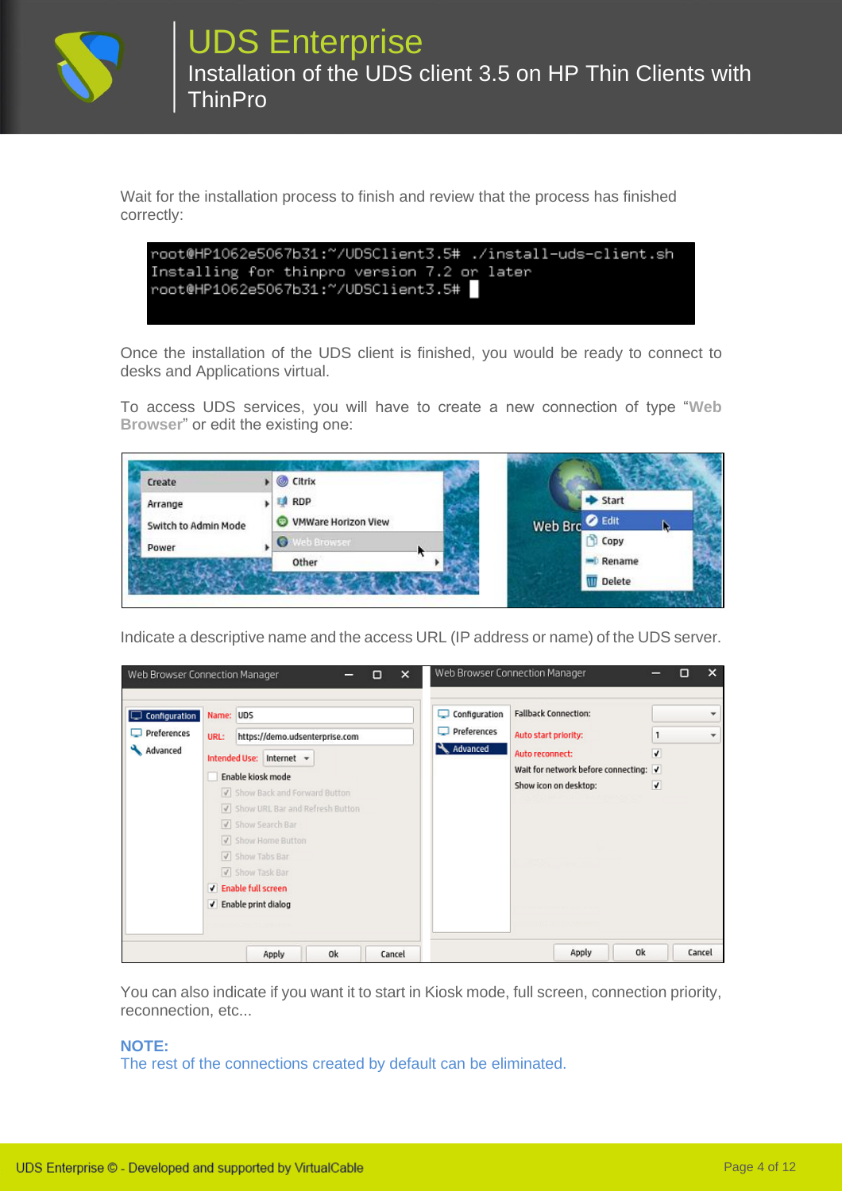Wait for the installation process to finish and review that the process has finished correctly:

```
root@HP1062e5067b31:~/UDSClient3.5# ./install-uds-client.sh
Installing for thinpro version 7.2 or later
root@HP1062e5067b31:~/UDSClient3.5#
```

Once the installation of the UDS client is finished, you would be ready to connect to desks and Applications virtual.

To access UDS services, you will have to create a new connection of type "**Web Browser**" or edit the existing one:

Indicate a descriptive name and the access URL (IP address or name) of the UDS server.

You can also indicate if you want it to start in Kiosk mode, full screen, connection priority, reconnection, etc...

**NOTE:**
The rest of the connections created by default can be eliminated.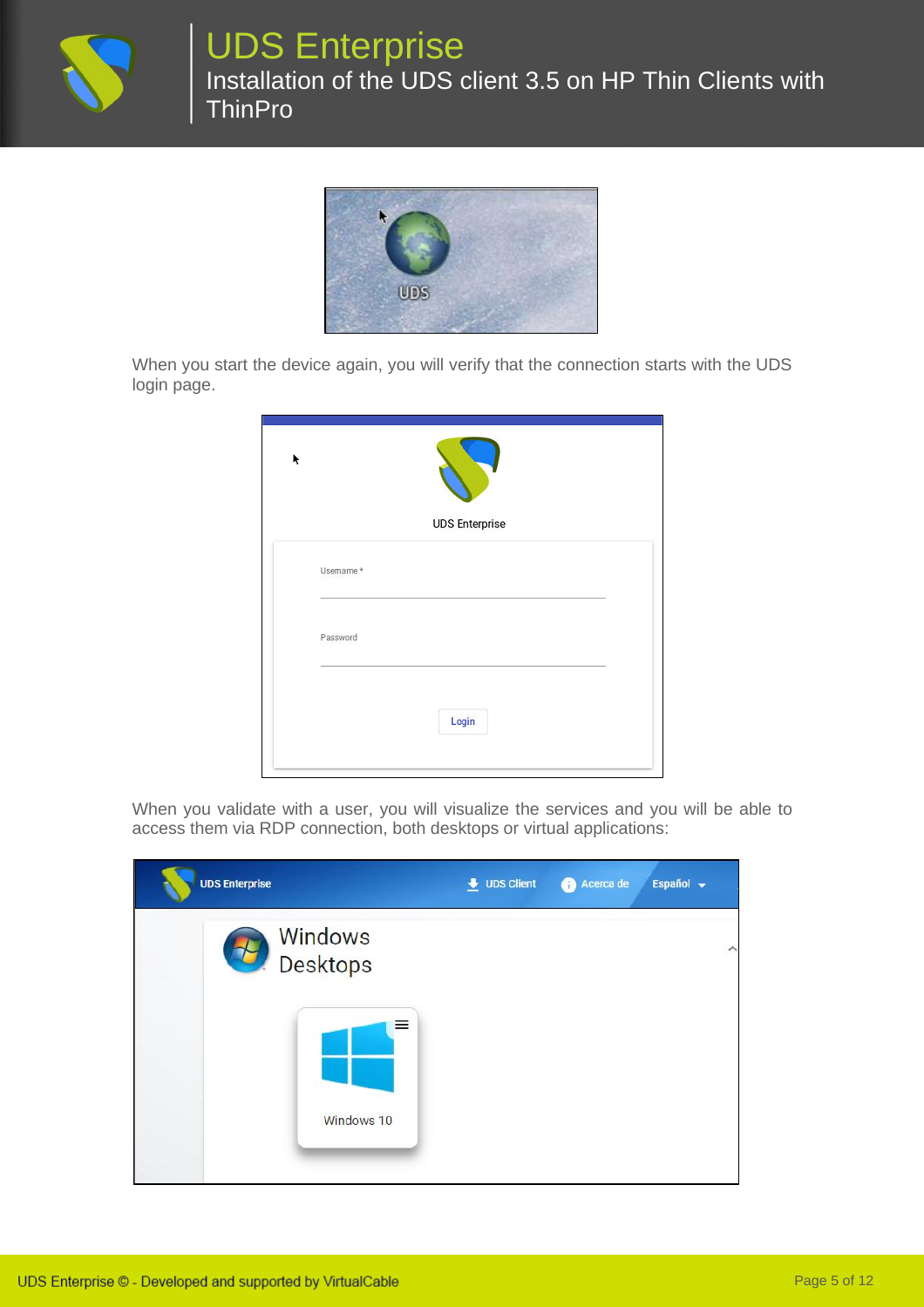When you start the device again, you will verify that the connection starts with the UDS login page.

When you validate with a user, you will visualize the services and you will be able to access them via RDP connection, both desktops or virtual applications: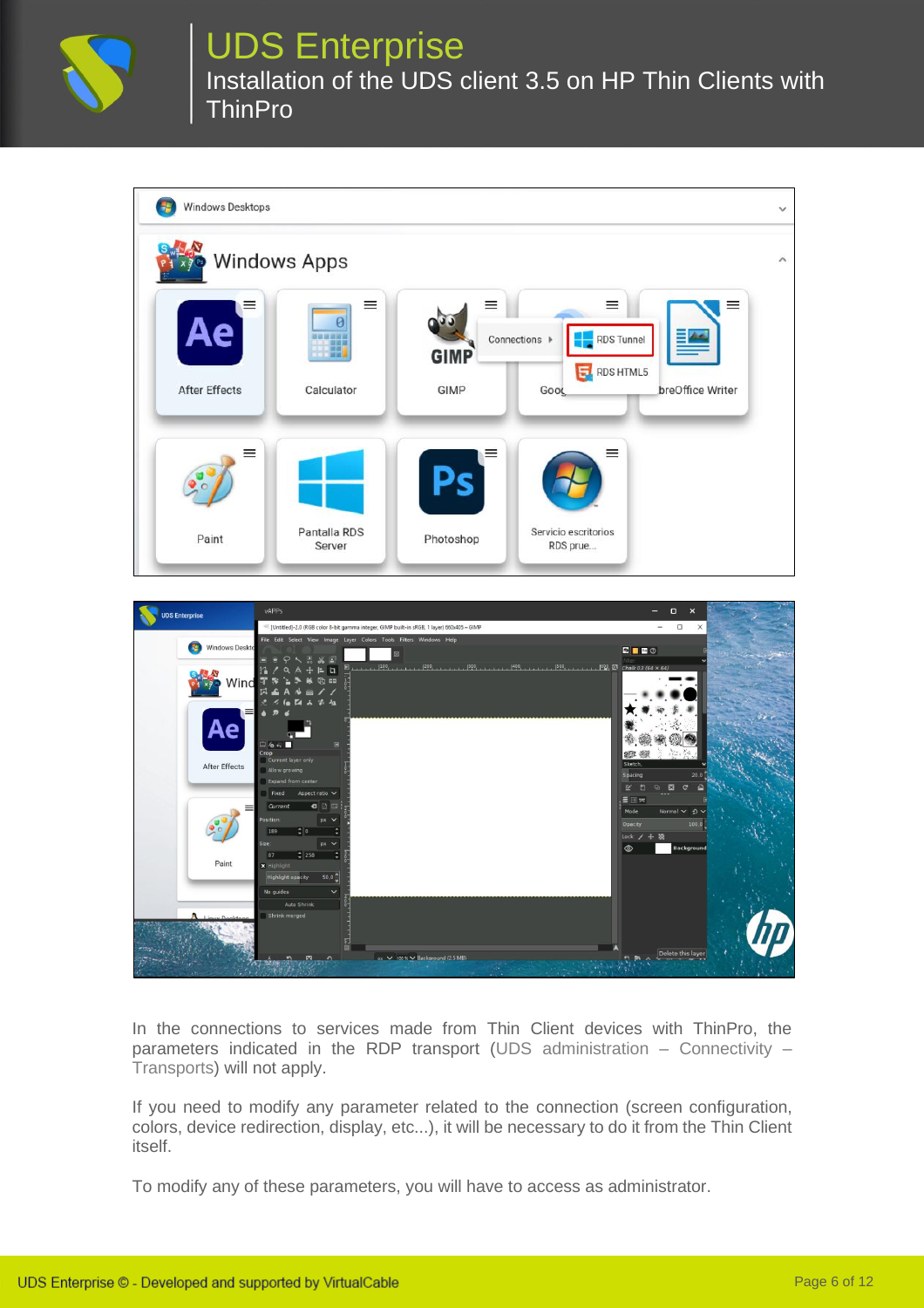In the connections to services made from Thin Client devices with ThinPro, the parameters indicated in the RDP transport (UDS administration – Connectivity – Transports) will not apply.

If you need to modify any parameter related to the connection (screen configuration, colors, device redirection, display, etc...), it will be necessary to do it from the Thin Client itself.

To modify any of these parameters, you will have to access as administrator.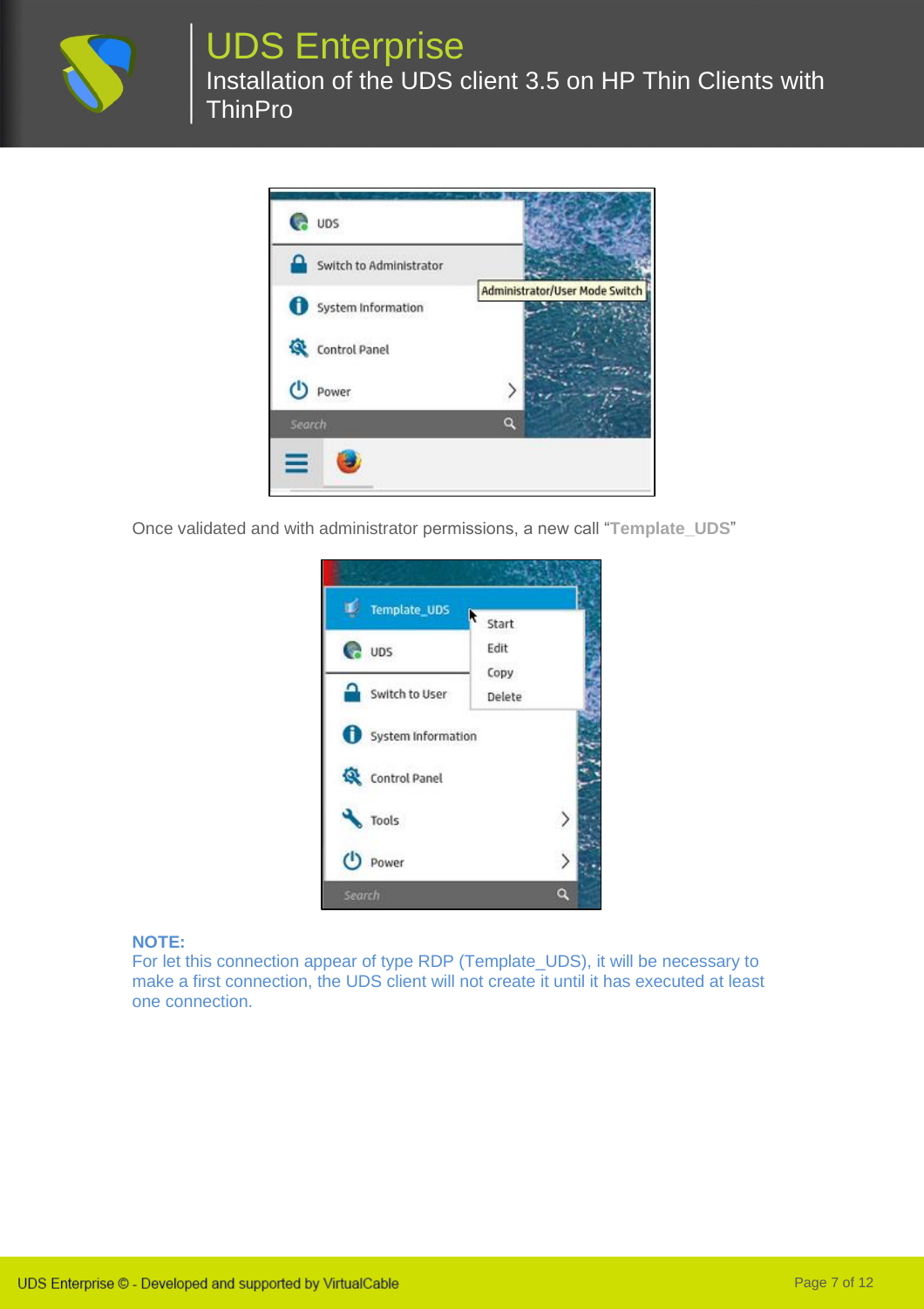Once validated and with administrator permissions, a new call “**Template_UDS**”

**NOTE:**
For let this connection appear of type RDP (Template_UDS), it will be necessary to make a first connection, the UDS client will not create it until it has executed at least one connection.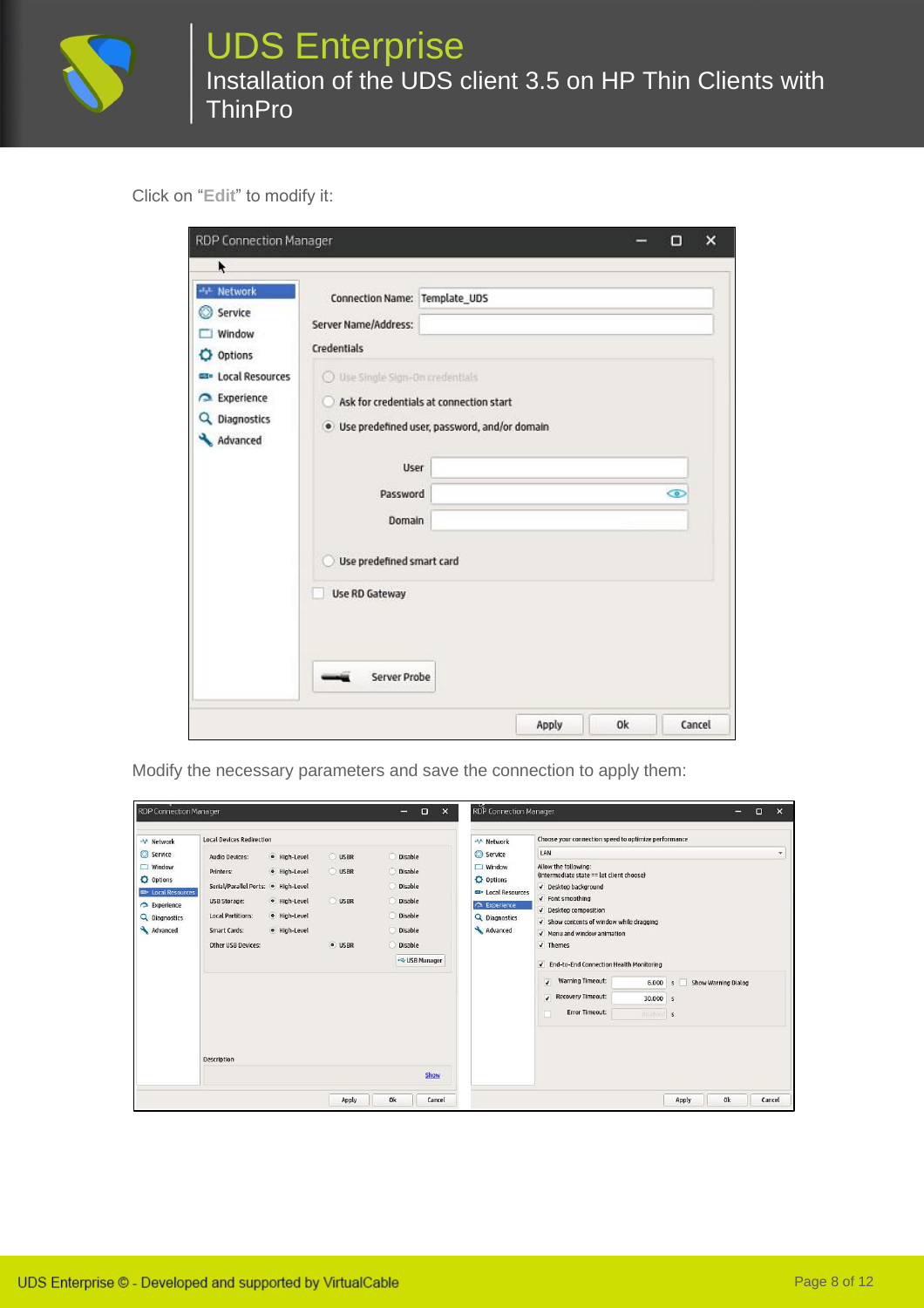Click on "**Edit**" to modify it:

Modify the necessary parameters and save the connection to apply them: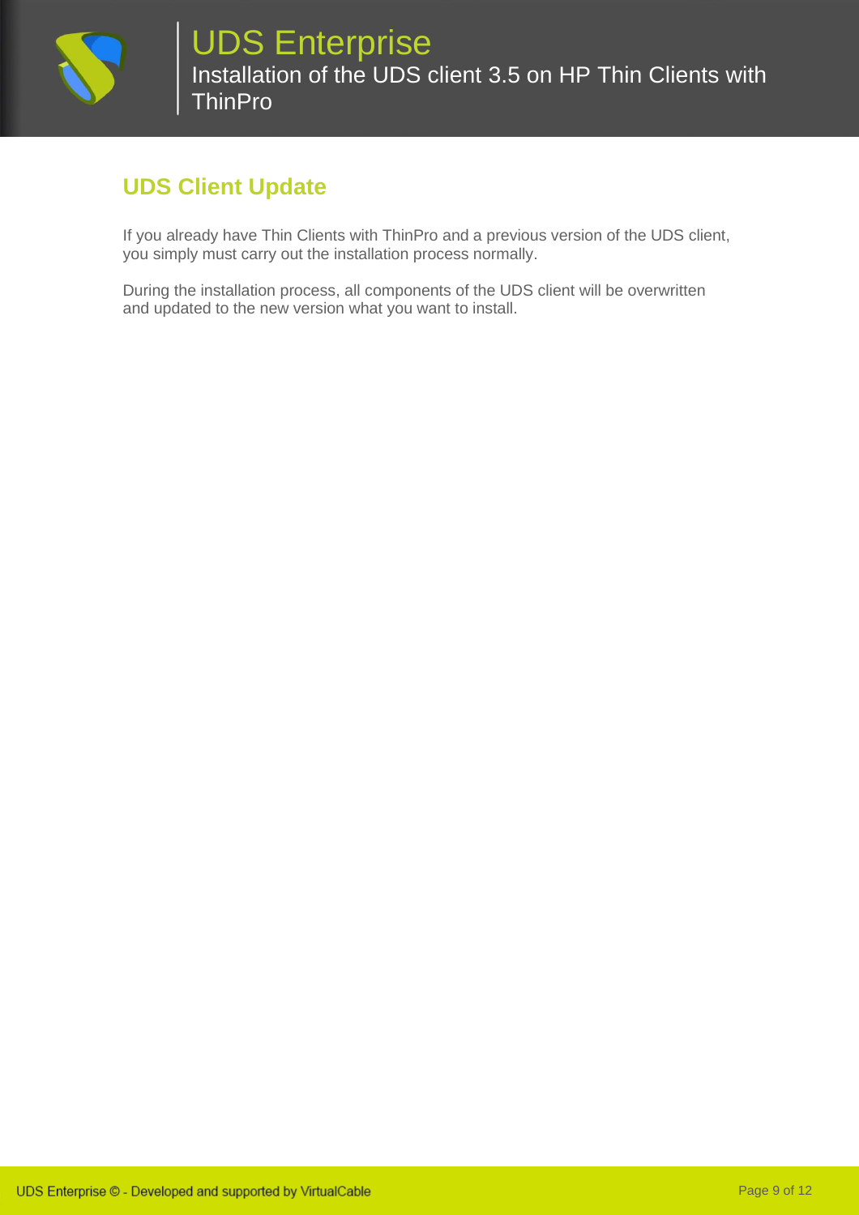## UDS Client Update

If you already have Thin Clients with ThinPro and a previous version of the UDS client, you simply must carry out the installation process normally.

During the installation process, all components of the UDS client will be overwritten and updated to the new version what you want to install.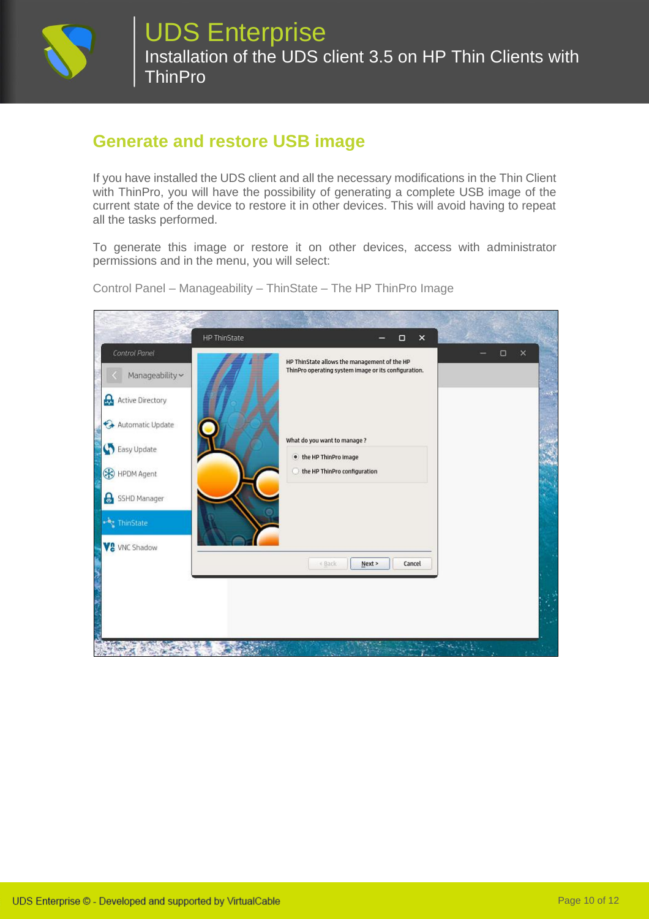## Generate and restore USB image

If you have installed the UDS client and all the necessary modifications in the Thin Client with ThinPro, you will have the possibility of generating a complete USB image of the current state of the device to restore it in other devices. This will avoid having to repeat all the tasks performed.

To generate this image or restore it on other devices, access with administrator permissions and in the menu, you will select:

Control Panel – Manageability – ThinState – The HP ThinPro Image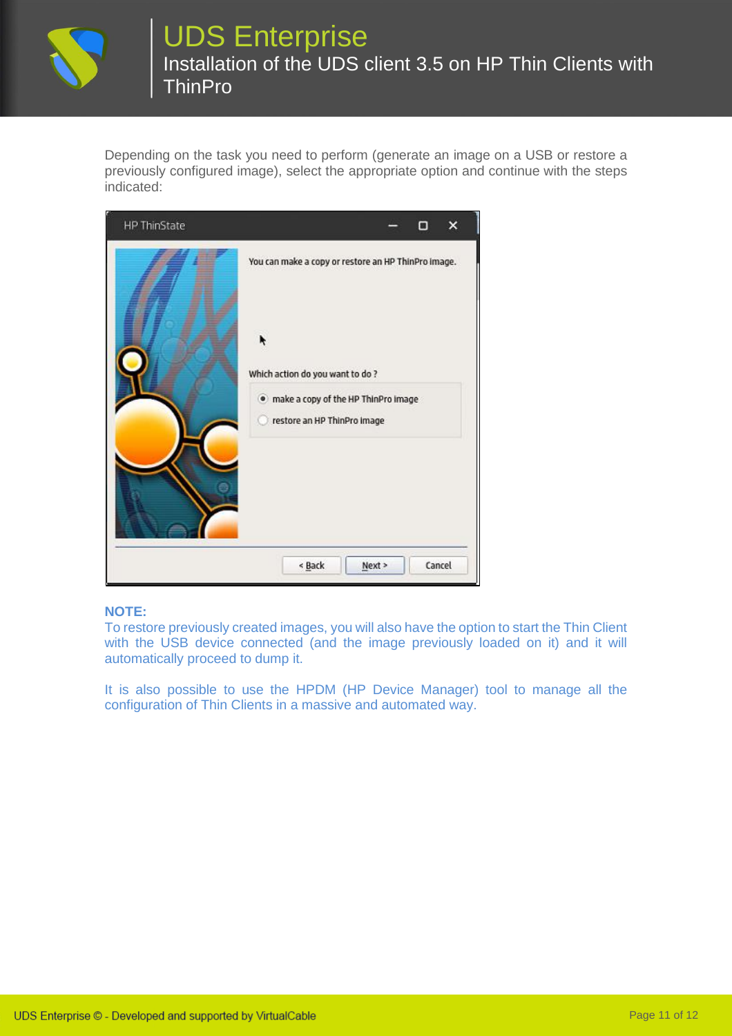Depending on the task you need to perform (generate an image on a USB or restore a previously configured image), select the appropriate option and continue with the steps indicated:

**NOTE:**

To restore previously created images, you will also have the option to start the Thin Client with the USB device connected (and the image previously loaded on it) and it will automatically proceed to dump it.

It is also possible to use the HPDM (HP Device Manager) tool to manage all the configuration of Thin Clients in a massive and automated way.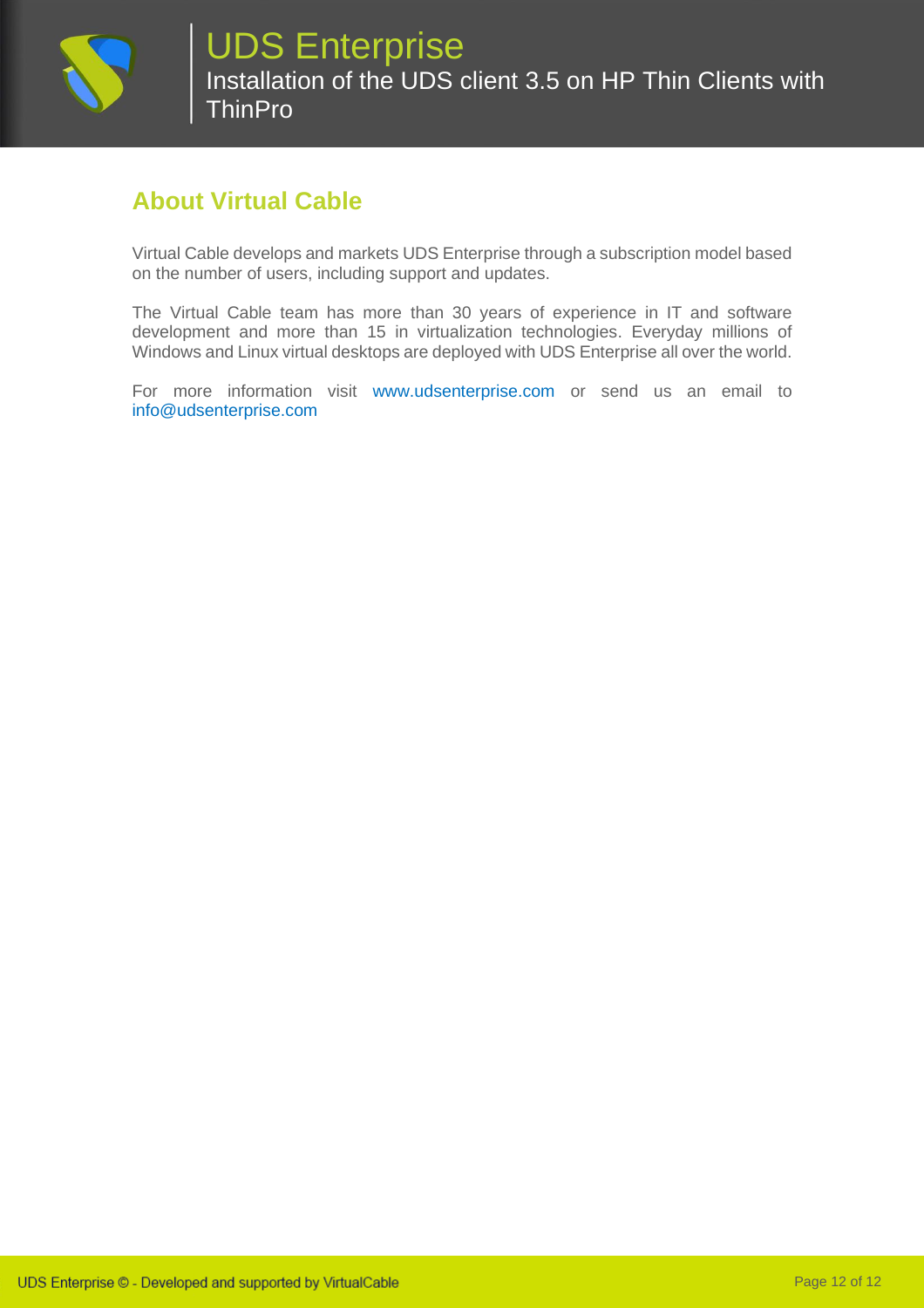## About Virtual Cable

Virtual Cable develops and markets UDS Enterprise through a subscription model based on the number of users, including support and updates.

The Virtual Cable team has more than 30 years of experience in IT and software development and more than 15 in virtualization technologies. Everyday millions of Windows and Linux virtual desktops are deployed with UDS Enterprise all over the world.

For more information visit www.udsenterprise.com or send us an email to info@udsenterprise.com